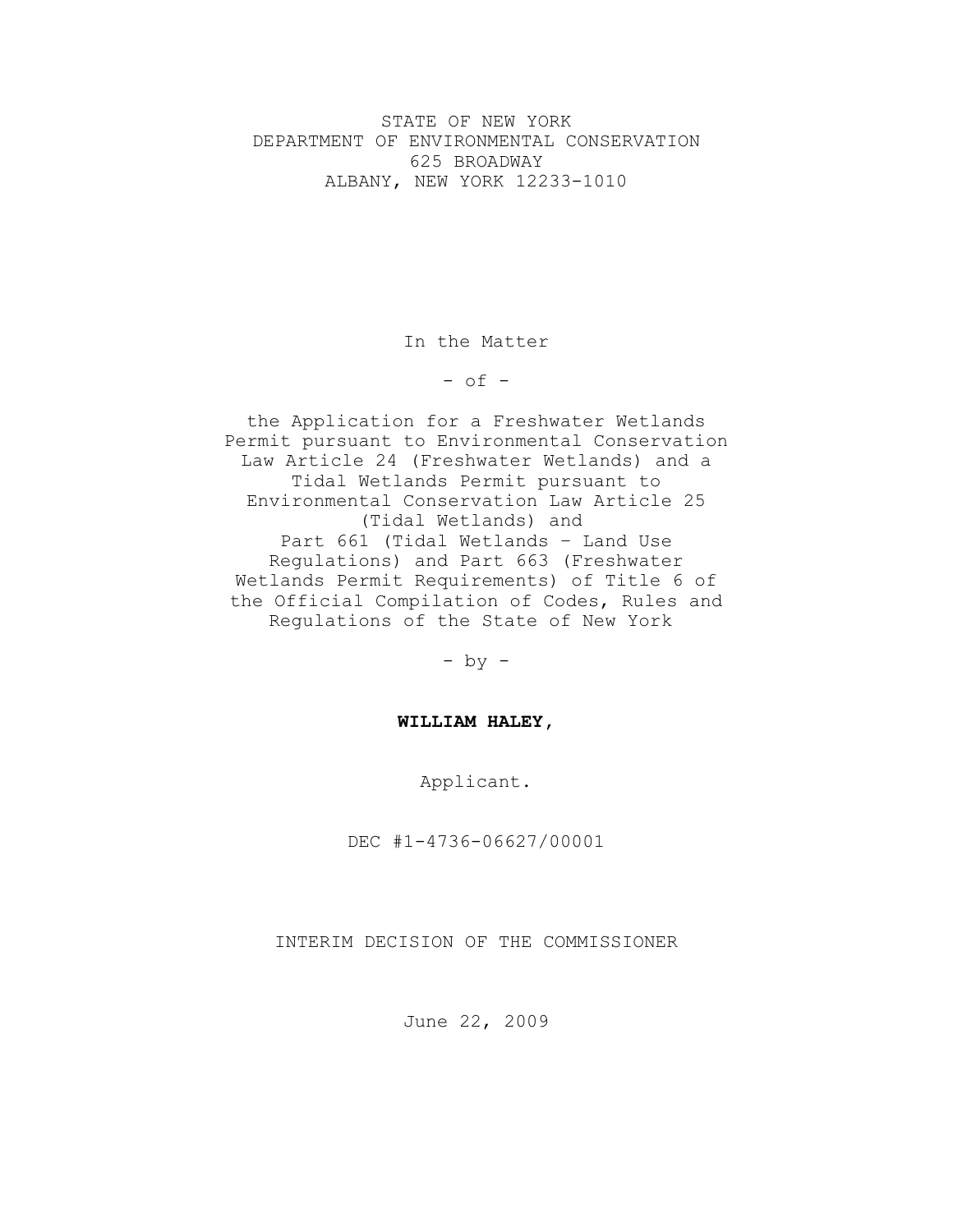STATE OF NEW YORK
DEPARTMENT OF ENVIRONMENTAL CONSERVATION
625 BROADWAY
ALBANY, NEW YORK 12233-1010

In the Matter

- of -

the Application for a Freshwater Wetlands Permit pursuant to Environmental Conservation Law Article 24 (Freshwater Wetlands) and a Tidal Wetlands Permit pursuant to Environmental Conservation Law Article 25 (Tidal Wetlands) and Part 661 (Tidal Wetlands – Land Use Regulations) and Part 663 (Freshwater Wetlands Permit Requirements) of Title 6 of the Official Compilation of Codes, Rules and Regulations of the State of New York

- by -

**WILLIAM HALEY,**

Applicant.

DEC #1-4736-06627/00001

INTERIM DECISION OF THE COMMISSIONER

June 22, 2009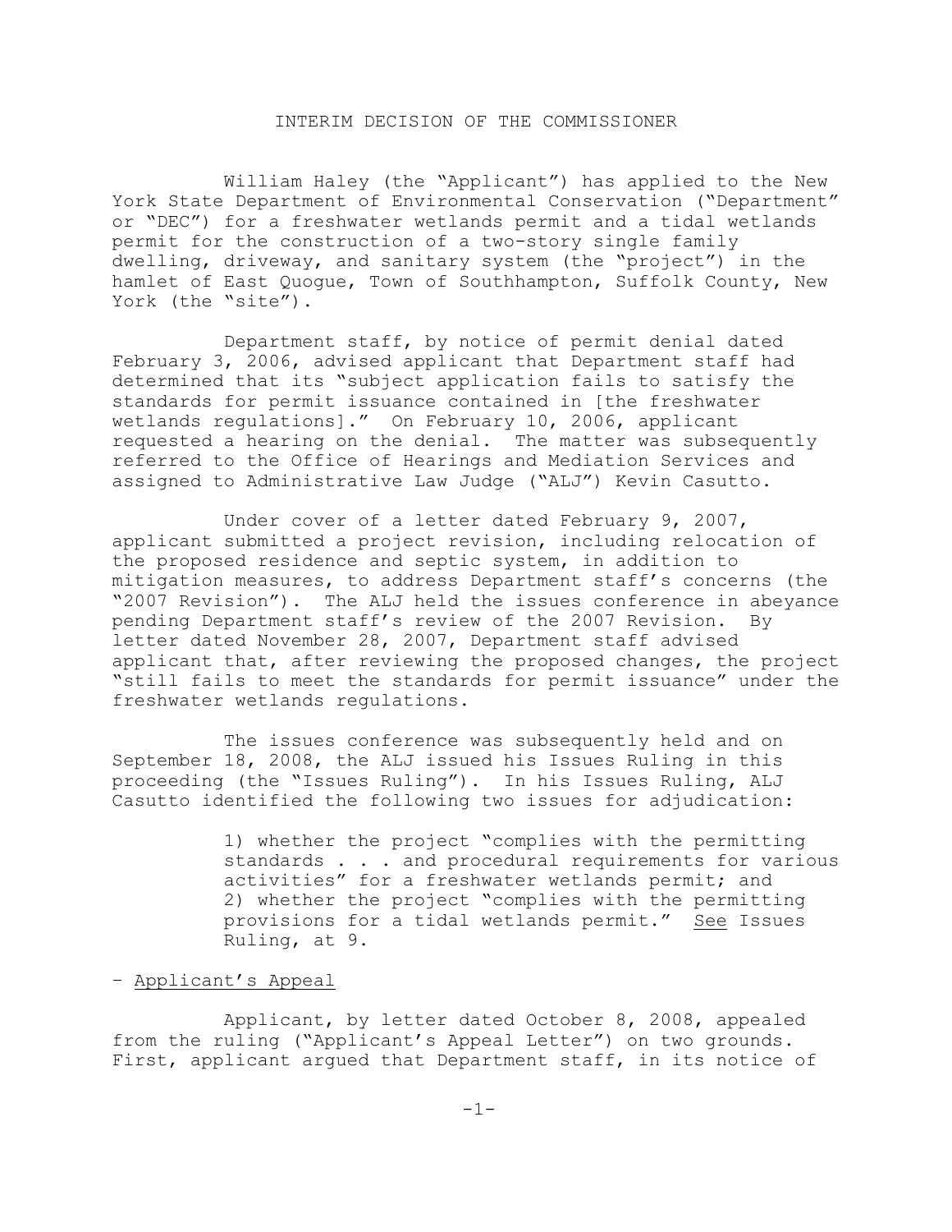# INTERIM DECISION OF THE COMMISSIONER

William Haley (the "Applicant") has applied to the New York State Department of Environmental Conservation ("Department" or "DEC") for a freshwater wetlands permit and a tidal wetlands permit for the construction of a two-story single family dwelling, driveway, and sanitary system (the "project") in the hamlet of East Quogue, Town of Southhampton, Suffolk County, New York (the "site").

Department staff, by notice of permit denial dated February 3, 2006, advised applicant that Department staff had determined that its "subject application fails to satisfy the standards for permit issuance contained in [the freshwater wetlands regulations]." On February 10, 2006, applicant requested a hearing on the denial. The matter was subsequently referred to the Office of Hearings and Mediation Services and assigned to Administrative Law Judge ("ALJ") Kevin Casutto.

Under cover of a letter dated February 9, 2007, applicant submitted a project revision, including relocation of the proposed residence and septic system, in addition to mitigation measures, to address Department staff's concerns (the "2007 Revision"). The ALJ held the issues conference in abeyance pending Department staff's review of the 2007 Revision. By letter dated November 28, 2007, Department staff advised applicant that, after reviewing the proposed changes, the project "still fails to meet the standards for permit issuance" under the freshwater wetlands regulations.

The issues conference was subsequently held and on September 18, 2008, the ALJ issued his Issues Ruling in this proceeding (the "Issues Ruling"). In his Issues Ruling, ALJ Casutto identified the following two issues for adjudication:

> 1) whether the project "complies with the permitting standards . . . and procedural requirements for various activities" for a freshwater wetlands permit; and 2) whether the project "complies with the permitting provisions for a tidal wetlands permit." See Issues Ruling, at 9.

– Applicant's Appeal

Applicant, by letter dated October 8, 2008, appealed from the ruling ("Applicant's Appeal Letter") on two grounds. First, applicant argued that Department staff, in its notice of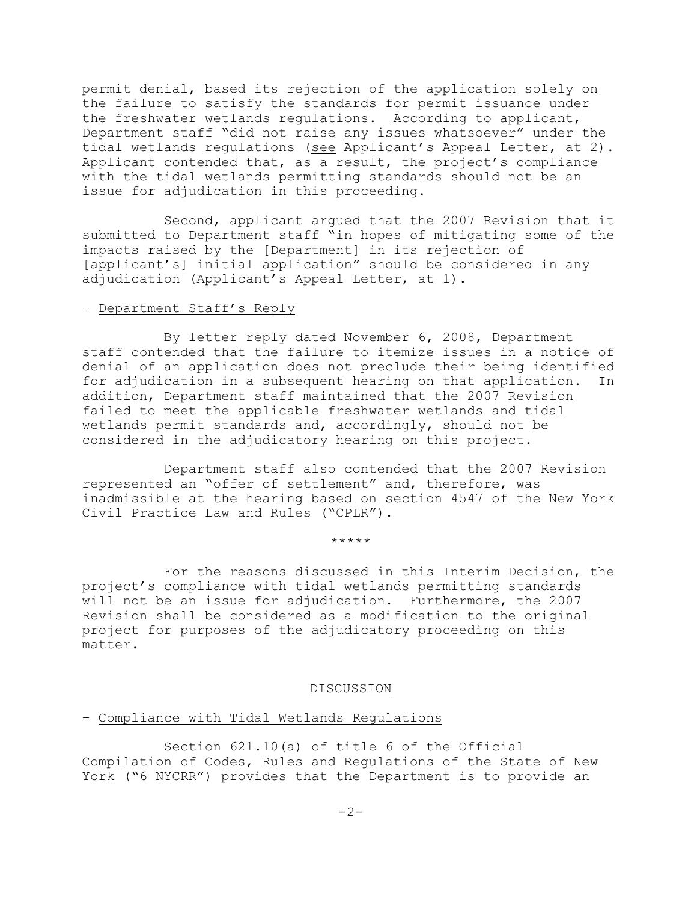permit denial, based its rejection of the application solely on the failure to satisfy the standards for permit issuance under the freshwater wetlands regulations. According to applicant, Department staff "did not raise any issues whatsoever" under the tidal wetlands regulations (see Applicant's Appeal Letter, at 2). Applicant contended that, as a result, the project's compliance with the tidal wetlands permitting standards should not be an issue for adjudication in this proceeding.

Second, applicant argued that the 2007 Revision that it submitted to Department staff "in hopes of mitigating some of the impacts raised by the [Department] in its rejection of [applicant's] initial application" should be considered in any adjudication (Applicant's Appeal Letter, at 1).

– Department Staff's Reply

By letter reply dated November 6, 2008, Department staff contended that the failure to itemize issues in a notice of denial of an application does not preclude their being identified for adjudication in a subsequent hearing on that application. In addition, Department staff maintained that the 2007 Revision failed to meet the applicable freshwater wetlands and tidal wetlands permit standards and, accordingly, should not be considered in the adjudicatory hearing on this project.

Department staff also contended that the 2007 Revision represented an "offer of settlement" and, therefore, was inadmissible at the hearing based on section 4547 of the New York Civil Practice Law and Rules ("CPLR").

*****

For the reasons discussed in this Interim Decision, the project's compliance with tidal wetlands permitting standards will not be an issue for adjudication. Furthermore, the 2007 Revision shall be considered as a modification to the original project for purposes of the adjudicatory proceeding on this matter.

## DISCUSSION

– Compliance with Tidal Wetlands Regulations

Section 621.10(a) of title 6 of the Official Compilation of Codes, Rules and Regulations of the State of New York ("6 NYCRR") provides that the Department is to provide an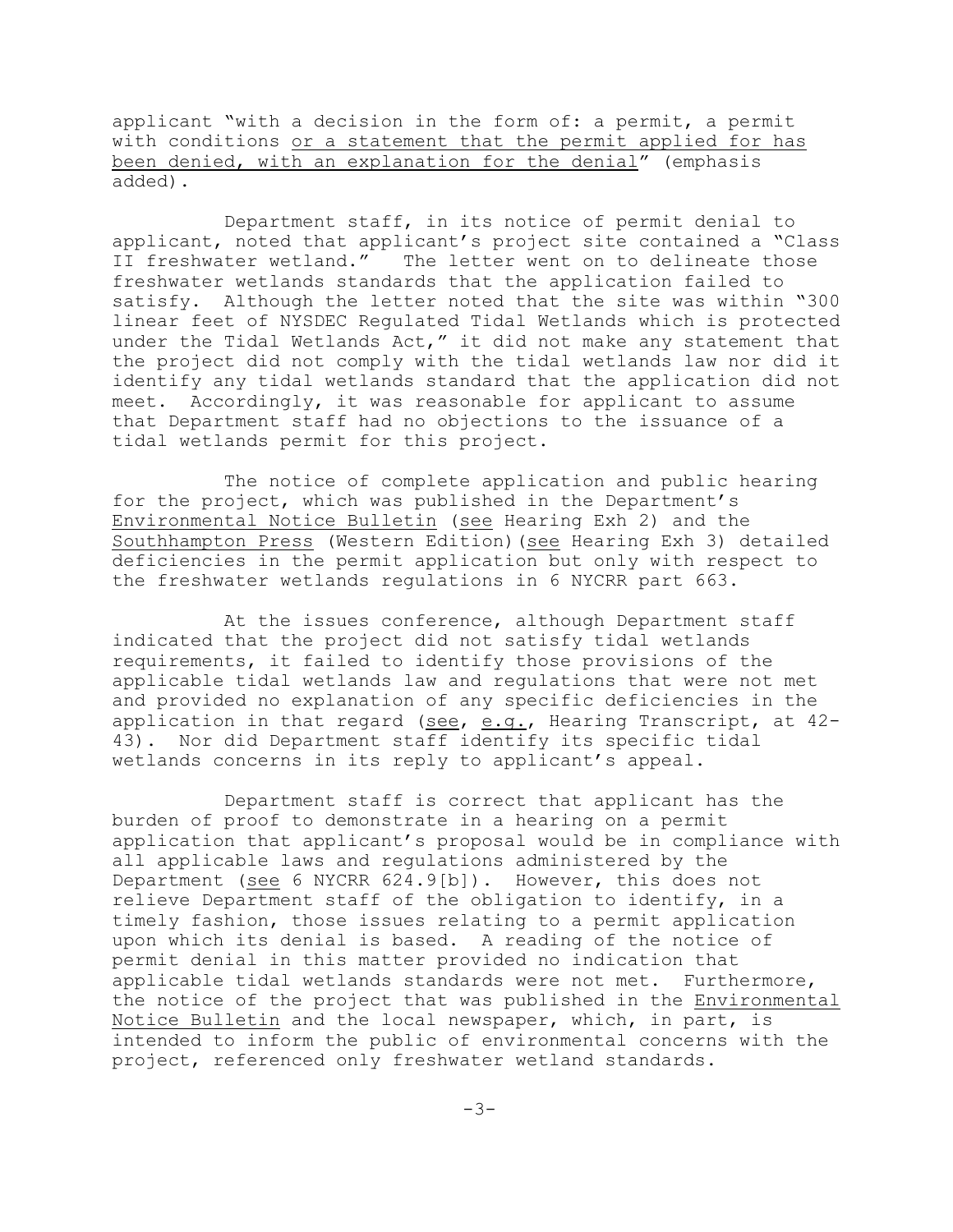applicant "with a decision in the form of: a permit, a permit with conditions <u>or a statement that the permit applied for has been denied, with an explanation for the denial</u>" (emphasis added).

Department staff, in its notice of permit denial to applicant, noted that applicant's project site contained a "Class II freshwater wetland." The letter went on to delineate those freshwater wetlands standards that the application failed to satisfy. Although the letter noted that the site was within "300 linear feet of NYSDEC Regulated Tidal Wetlands which is protected under the Tidal Wetlands Act," it did not make any statement that the project did not comply with the tidal wetlands law nor did it identify any tidal wetlands standard that the application did not meet. Accordingly, it was reasonable for applicant to assume that Department staff had no objections to the issuance of a tidal wetlands permit for this project.

The notice of complete application and public hearing for the project, which was published in the Department's <u>Environmental Notice Bulletin</u> (<u>see</u> Hearing Exh 2) and the <u>Southhampton Press</u> (Western Edition)(<u>see</u> Hearing Exh 3) detailed deficiencies in the permit application but only with respect to the freshwater wetlands regulations in 6 NYCRR part 663.

At the issues conference, although Department staff indicated that the project did not satisfy tidal wetlands requirements, it failed to identify those provisions of the applicable tidal wetlands law and regulations that were not met and provided no explanation of any specific deficiencies in the application in that regard (<u>see</u>, <u>e.g.</u>, Hearing Transcript, at 42-43). Nor did Department staff identify its specific tidal wetlands concerns in its reply to applicant's appeal.

Department staff is correct that applicant has the burden of proof to demonstrate in a hearing on a permit application that applicant's proposal would be in compliance with all applicable laws and regulations administered by the Department (<u>see</u> 6 NYCRR 624.9[b]). However, this does not relieve Department staff of the obligation to identify, in a timely fashion, those issues relating to a permit application upon which its denial is based. A reading of the notice of permit denial in this matter provided no indication that applicable tidal wetlands standards were not met. Furthermore, the notice of the project that was published in the <u>Environmental Notice Bulletin</u> and the local newspaper, which, in part, is intended to inform the public of environmental concerns with the project, referenced only freshwater wetland standards.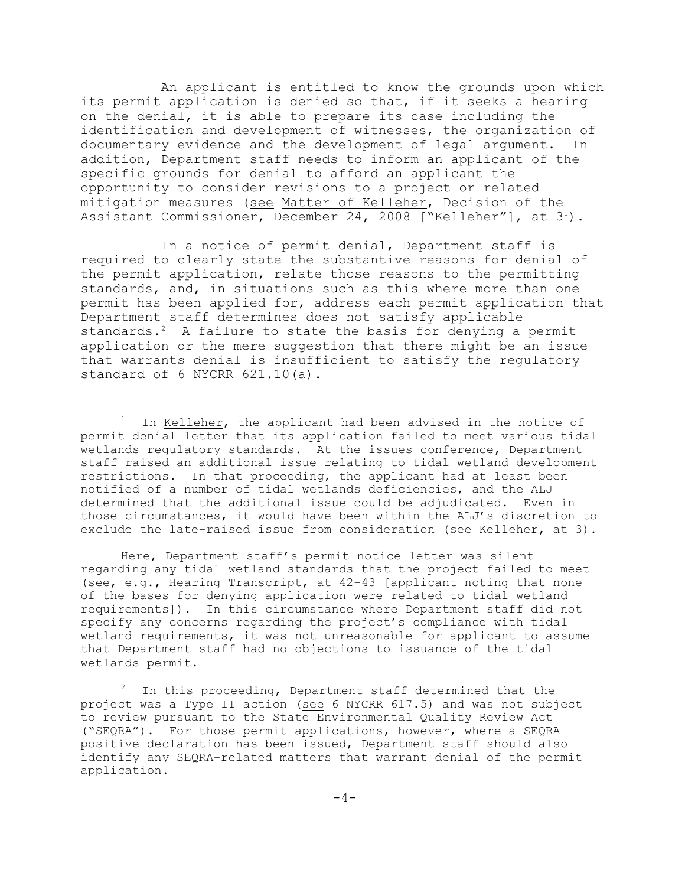An applicant is entitled to know the grounds upon which its permit application is denied so that, if it seeks a hearing on the denial, it is able to prepare its case including the identification and development of witnesses, the organization of documentary evidence and the development of legal argument. In addition, Department staff needs to inform an applicant of the specific grounds for denial to afford an applicant the opportunity to consider revisions to a project or related mitigation measures (see Matter of Kelleher, Decision of the Assistant Commissioner, December 24, 2008 ["Kelleher"], at 3[1]).

In a notice of permit denial, Department staff is required to clearly state the substantive reasons for denial of the permit application, relate those reasons to the permitting standards, and, in situations such as this where more than one permit has been applied for, address each permit application that Department staff determines does not satisfy applicable standards.[2] A failure to state the basis for denying a permit application or the mere suggestion that there might be an issue that warrants denial is insufficient to satisfy the regulatory standard of 6 NYCRR 621.10(a).

---

[1] In Kelleher, the applicant had been advised in the notice of permit denial letter that its application failed to meet various tidal wetlands regulatory standards. At the issues conference, Department staff raised an additional issue relating to tidal wetland development restrictions. In that proceeding, the applicant had at least been notified of a number of tidal wetlands deficiencies, and the ALJ determined that the additional issue could be adjudicated. Even in those circumstances, it would have been within the ALJ's discretion to exclude the late-raised issue from consideration (see Kelleher, at 3).

Here, Department staff's permit notice letter was silent regarding any tidal wetland standards that the project failed to meet (see, e.g., Hearing Transcript, at 42-43 [applicant noting that none of the bases for denying application were related to tidal wetland requirements]). In this circumstance where Department staff did not specify any concerns regarding the project's compliance with tidal wetland requirements, it was not unreasonable for applicant to assume that Department staff had no objections to issuance of the tidal wetlands permit.

[2] In this proceeding, Department staff determined that the project was a Type II action (see 6 NYCRR 617.5) and was not subject to review pursuant to the State Environmental Quality Review Act ("SEQRA"). For those permit applications, however, where a SEQRA positive declaration has been issued, Department staff should also identify any SEQRA-related matters that warrant denial of the permit application.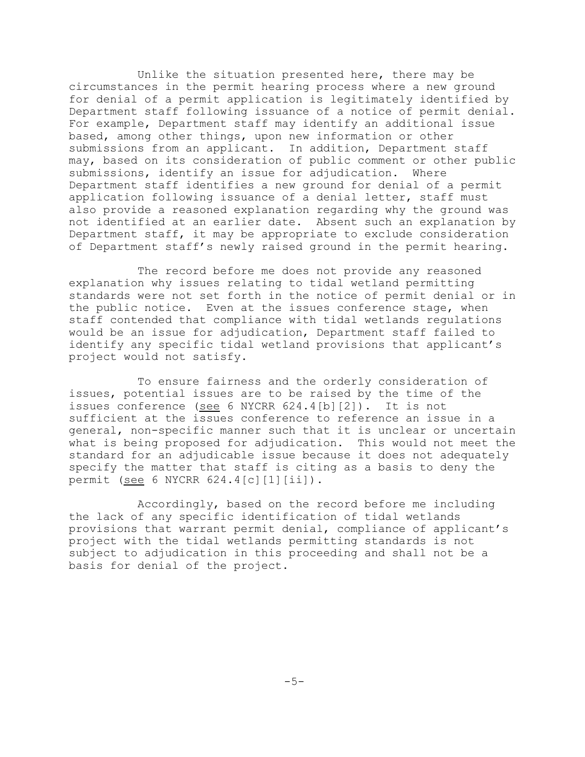Unlike the situation presented here, there may be circumstances in the permit hearing process where a new ground for denial of a permit application is legitimately identified by Department staff following issuance of a notice of permit denial. For example, Department staff may identify an additional issue based, among other things, upon new information or other submissions from an applicant. In addition, Department staff may, based on its consideration of public comment or other public submissions, identify an issue for adjudication. Where Department staff identifies a new ground for denial of a permit application following issuance of a denial letter, staff must also provide a reasoned explanation regarding why the ground was not identified at an earlier date. Absent such an explanation by Department staff, it may be appropriate to exclude consideration of Department staff's newly raised ground in the permit hearing.

The record before me does not provide any reasoned explanation why issues relating to tidal wetland permitting standards were not set forth in the notice of permit denial or in the public notice. Even at the issues conference stage, when staff contended that compliance with tidal wetlands regulations would be an issue for adjudication, Department staff failed to identify any specific tidal wetland provisions that applicant's project would not satisfy.

To ensure fairness and the orderly consideration of issues, potential issues are to be raised by the time of the issues conference (see 6 NYCRR 624.4[b][2]). It is not sufficient at the issues conference to reference an issue in a general, non-specific manner such that it is unclear or uncertain what is being proposed for adjudication. This would not meet the standard for an adjudicable issue because it does not adequately specify the matter that staff is citing as a basis to deny the permit (see 6 NYCRR 624.4[c][1][ii]).

Accordingly, based on the record before me including the lack of any specific identification of tidal wetlands provisions that warrant permit denial, compliance of applicant's project with the tidal wetlands permitting standards is not subject to adjudication in this proceeding and shall not be a basis for denial of the project.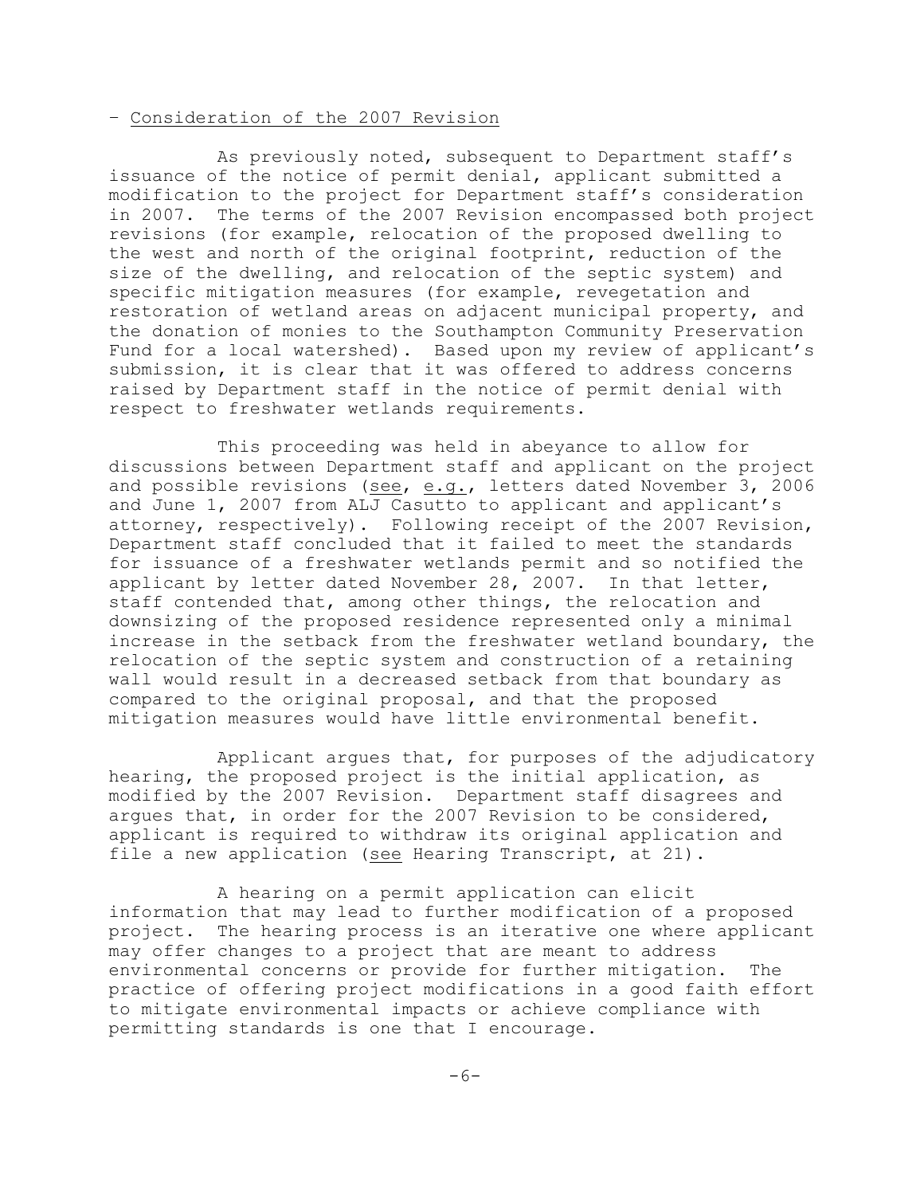– Consideration of the 2007 Revision

As previously noted, subsequent to Department staff's issuance of the notice of permit denial, applicant submitted a modification to the project for Department staff's consideration in 2007. The terms of the 2007 Revision encompassed both project revisions (for example, relocation of the proposed dwelling to the west and north of the original footprint, reduction of the size of the dwelling, and relocation of the septic system) and specific mitigation measures (for example, revegetation and restoration of wetland areas on adjacent municipal property, and the donation of monies to the Southampton Community Preservation Fund for a local watershed). Based upon my review of applicant's submission, it is clear that it was offered to address concerns raised by Department staff in the notice of permit denial with respect to freshwater wetlands requirements.

This proceeding was held in abeyance to allow for discussions between Department staff and applicant on the project and possible revisions (see, e.g., letters dated November 3, 2006 and June 1, 2007 from ALJ Casutto to applicant and applicant's attorney, respectively). Following receipt of the 2007 Revision, Department staff concluded that it failed to meet the standards for issuance of a freshwater wetlands permit and so notified the applicant by letter dated November 28, 2007. In that letter, staff contended that, among other things, the relocation and downsizing of the proposed residence represented only a minimal increase in the setback from the freshwater wetland boundary, the relocation of the septic system and construction of a retaining wall would result in a decreased setback from that boundary as compared to the original proposal, and that the proposed mitigation measures would have little environmental benefit.

Applicant argues that, for purposes of the adjudicatory hearing, the proposed project is the initial application, as modified by the 2007 Revision. Department staff disagrees and argues that, in order for the 2007 Revision to be considered, applicant is required to withdraw its original application and file a new application (see Hearing Transcript, at 21).

A hearing on a permit application can elicit information that may lead to further modification of a proposed project. The hearing process is an iterative one where applicant may offer changes to a project that are meant to address environmental concerns or provide for further mitigation. The practice of offering project modifications in a good faith effort to mitigate environmental impacts or achieve compliance with permitting standards is one that I encourage.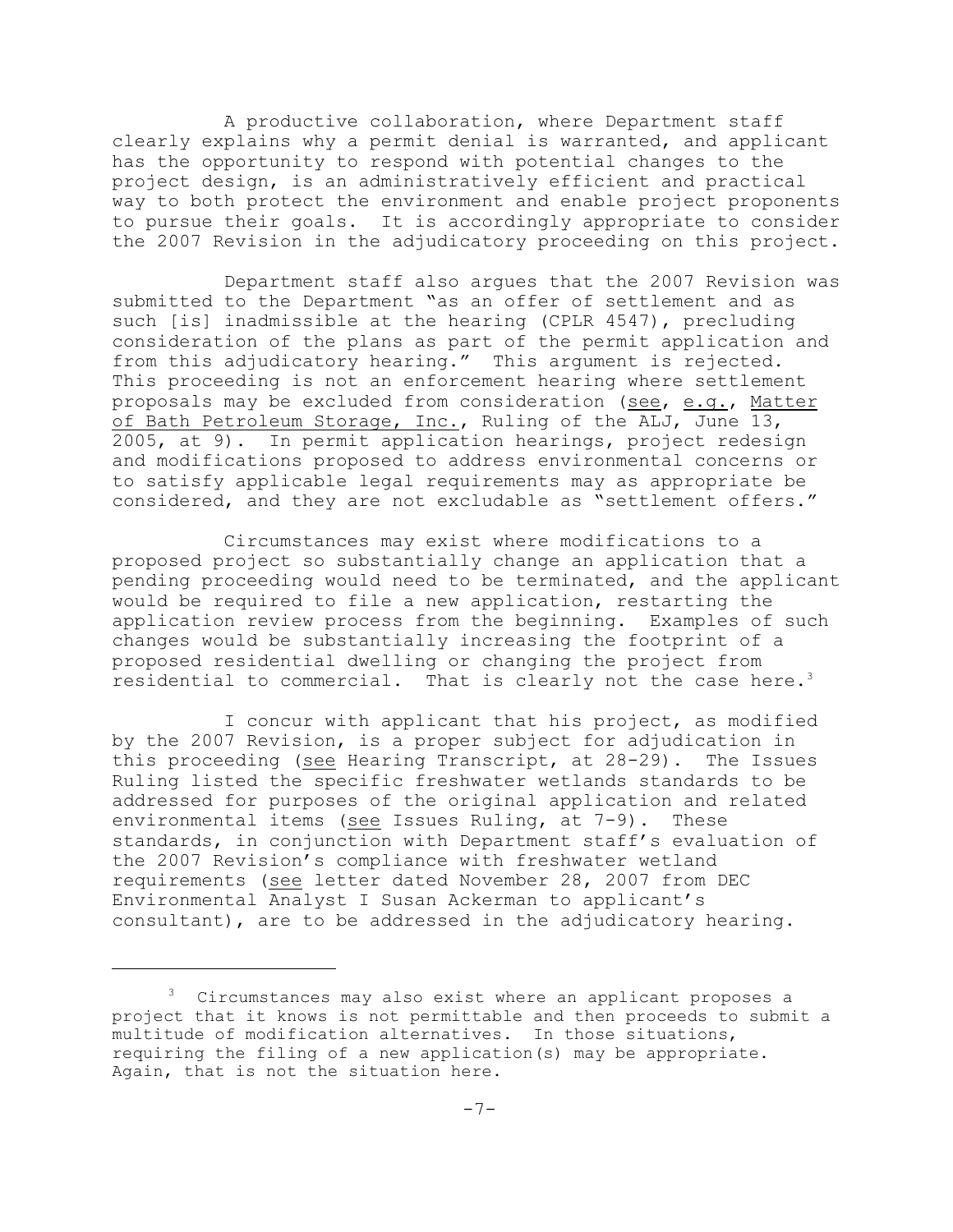A productive collaboration, where Department staff clearly explains why a permit denial is warranted, and applicant has the opportunity to respond with potential changes to the project design, is an administratively efficient and practical way to both protect the environment and enable project proponents to pursue their goals. It is accordingly appropriate to consider the 2007 Revision in the adjudicatory proceeding on this project.

Department staff also argues that the 2007 Revision was submitted to the Department "as an offer of settlement and as such [is] inadmissible at the hearing (CPLR 4547), precluding consideration of the plans as part of the permit application and from this adjudicatory hearing." This argument is rejected. This proceeding is not an enforcement hearing where settlement proposals may be excluded from consideration (see, e.g., Matter of Bath Petroleum Storage, Inc., Ruling of the ALJ, June 13, 2005, at 9). In permit application hearings, project redesign and modifications proposed to address environmental concerns or to satisfy applicable legal requirements may as appropriate be considered, and they are not excludable as "settlement offers."

Circumstances may exist where modifications to a proposed project so substantially change an application that a pending proceeding would need to be terminated, and the applicant would be required to file a new application, restarting the application review process from the beginning. Examples of such changes would be substantially increasing the footprint of a proposed residential dwelling or changing the project from residential to commercial. That is clearly not the case here.[3]

I concur with applicant that his project, as modified by the 2007 Revision, is a proper subject for adjudication in this proceeding (see Hearing Transcript, at 28-29). The Issues Ruling listed the specific freshwater wetlands standards to be addressed for purposes of the original application and related environmental items (see Issues Ruling, at 7-9). These standards, in conjunction with Department staff's evaluation of the 2007 Revision's compliance with freshwater wetland requirements (see letter dated November 28, 2007 from DEC Environmental Analyst I Susan Ackerman to applicant's consultant), are to be addressed in the adjudicatory hearing.

---

[3] Circumstances may also exist where an applicant proposes a project that it knows is not permittable and then proceeds to submit a multitude of modification alternatives. In those situations, requiring the filing of a new application(s) may be appropriate. Again, that is not the situation here.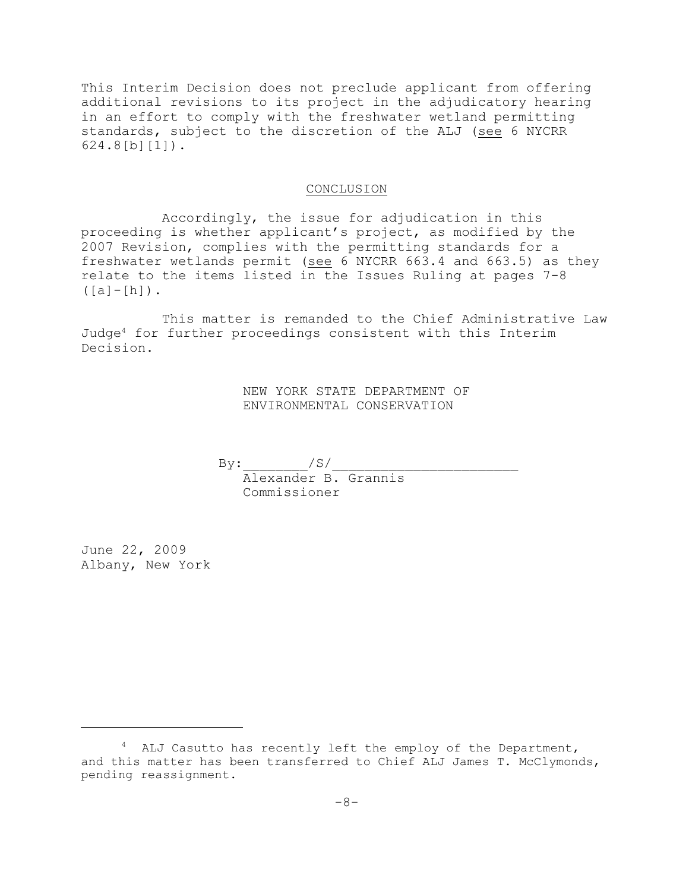This Interim Decision does not preclude applicant from offering additional revisions to its project in the adjudicatory hearing in an effort to comply with the freshwater wetland permitting standards, subject to the discretion of the ALJ (see 6 NYCRR 624.8[b][1]).

## CONCLUSION

Accordingly, the issue for adjudication in this proceeding is whether applicant's project, as modified by the 2007 Revision, complies with the permitting standards for a freshwater wetlands permit (see 6 NYCRR 663.4 and 663.5) as they relate to the items listed in the Issues Ruling at pages 7-8 ([a]-[h]).

This matter is remanded to the Chief Administrative Law Judge[4] for further proceedings consistent with this Interim Decision.

NEW YORK STATE DEPARTMENT OF ENVIRONMENTAL CONSERVATION

By: /S/
Alexander B. Grannis
Commissioner

June 22, 2009
Albany, New York

[4] ALJ Casutto has recently left the employ of the Department, and this matter has been transferred to Chief ALJ James T. McClymonds, pending reassignment.